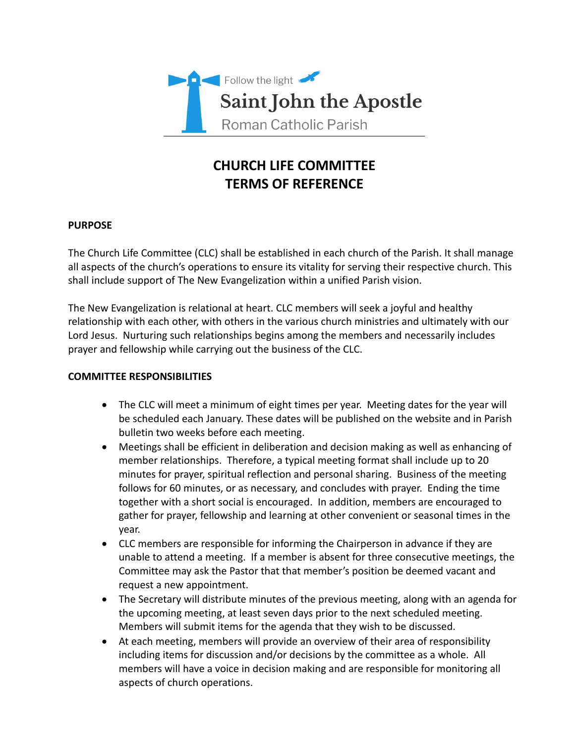Follow the light

**Saint John the Apostle**

Roman Catholic Parish

# CHURCH LIFE COMMITTEE
# TERMS OF REFERENCE

## PURPOSE

The Church Life Committee (CLC) shall be established in each church of the Parish. It shall manage all aspects of the church's operations to ensure its vitality for serving their respective church. This shall include support of The New Evangelization within a unified Parish vision.

The New Evangelization is relational at heart. CLC members will seek a joyful and healthy relationship with each other, with others in the various church ministries and ultimately with our Lord Jesus. Nurturing such relationships begins among the members and necessarily includes prayer and fellowship while carrying out the business of the CLC.

## COMMITTEE RESPONSIBILITIES

- The CLC will meet a minimum of eight times per year. Meeting dates for the year will be scheduled each January. These dates will be published on the website and in Parish bulletin two weeks before each meeting.
- Meetings shall be efficient in deliberation and decision making as well as enhancing of member relationships. Therefore, a typical meeting format shall include up to 20 minutes for prayer, spiritual reflection and personal sharing. Business of the meeting follows for 60 minutes, or as necessary, and concludes with prayer. Ending the time together with a short social is encouraged. In addition, members are encouraged to gather for prayer, fellowship and learning at other convenient or seasonal times in the year.
- CLC members are responsible for informing the Chairperson in advance if they are unable to attend a meeting. If a member is absent for three consecutive meetings, the Committee may ask the Pastor that that member's position be deemed vacant and request a new appointment.
- The Secretary will distribute minutes of the previous meeting, along with an agenda for the upcoming meeting, at least seven days prior to the next scheduled meeting. Members will submit items for the agenda that they wish to be discussed.
- At each meeting, members will provide an overview of their area of responsibility including items for discussion and/or decisions by the committee as a whole. All members will have a voice in decision making and are responsible for monitoring all aspects of church operations.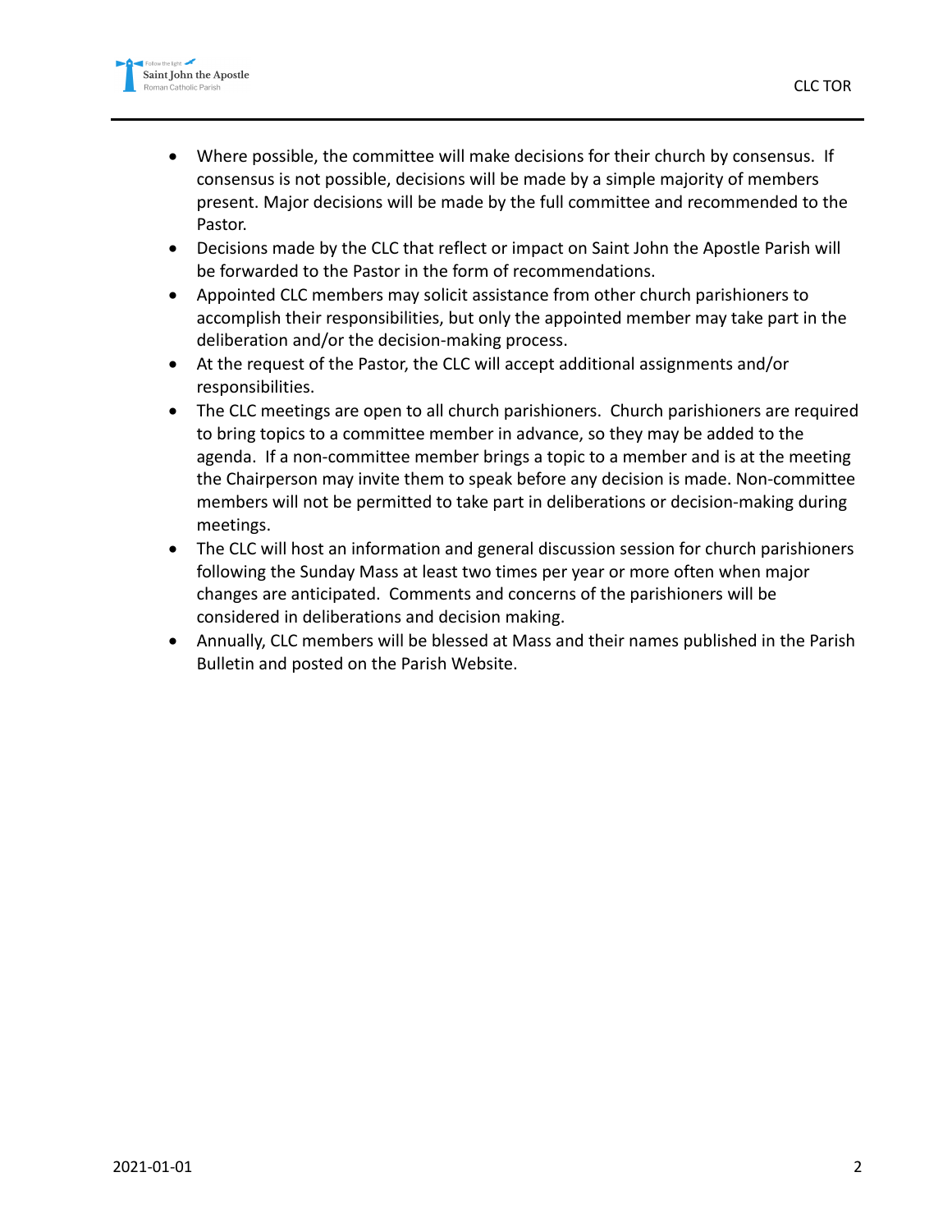- Where possible, the committee will make decisions for their church by consensus. If consensus is not possible, decisions will be made by a simple majority of members present. Major decisions will be made by the full committee and recommended to the Pastor.
- Decisions made by the CLC that reflect or impact on Saint John the Apostle Parish will be forwarded to the Pastor in the form of recommendations.
- Appointed CLC members may solicit assistance from other church parishioners to accomplish their responsibilities, but only the appointed member may take part in the deliberation and/or the decision-making process.
- At the request of the Pastor, the CLC will accept additional assignments and/or responsibilities.
- The CLC meetings are open to all church parishioners. Church parishioners are required to bring topics to a committee member in advance, so they may be added to the agenda. If a non-committee member brings a topic to a member and is at the meeting the Chairperson may invite them to speak before any decision is made. Non-committee members will not be permitted to take part in deliberations or decision-making during meetings.
- The CLC will host an information and general discussion session for church parishioners following the Sunday Mass at least two times per year or more often when major changes are anticipated. Comments and concerns of the parishioners will be considered in deliberations and decision making.
- Annually, CLC members will be blessed at Mass and their names published in the Parish Bulletin and posted on the Parish Website.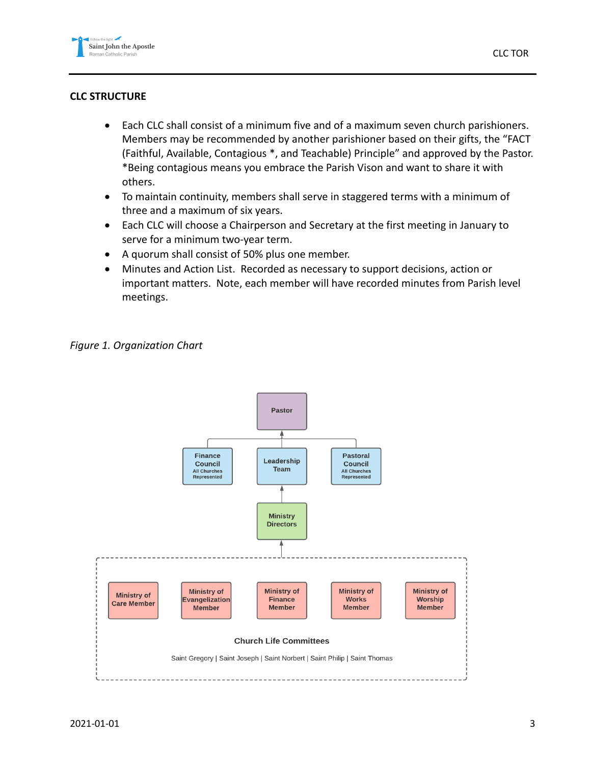## CLC STRUCTURE

- Each CLC shall consist of a minimum five and of a maximum seven church parishioners. Members may be recommended by another parishioner based on their gifts, the "FACT (Faithful, Available, Contagious *, and Teachable) Principle" and approved by the Pastor. *Being contagious means you embrace the Parish Vison and want to share it with others.
- To maintain continuity, members shall serve in staggered terms with a minimum of three and a maximum of six years.
- Each CLC will choose a Chairperson and Secretary at the first meeting in January to serve for a minimum two-year term.
- A quorum shall consist of 50% plus one member.
- Minutes and Action List. Recorded as necessary to support decisions, action or important matters. Note, each member will have recorded minutes from Parish level meetings.

*Figure 1. Organization Chart*

Pastor

Finance Council
All Churches Represented

Leadership Team

Pastoral Council
All Churches Represented

Ministry Directors

Ministry of Care Member

Ministry of Evangelization Member

Ministry of Finance Member

Ministry of Works Member

Ministry of Worship Member

Church Life Committees

Saint Gregory | Saint Joseph | Saint Norbert | Saint Philip | Saint Thomas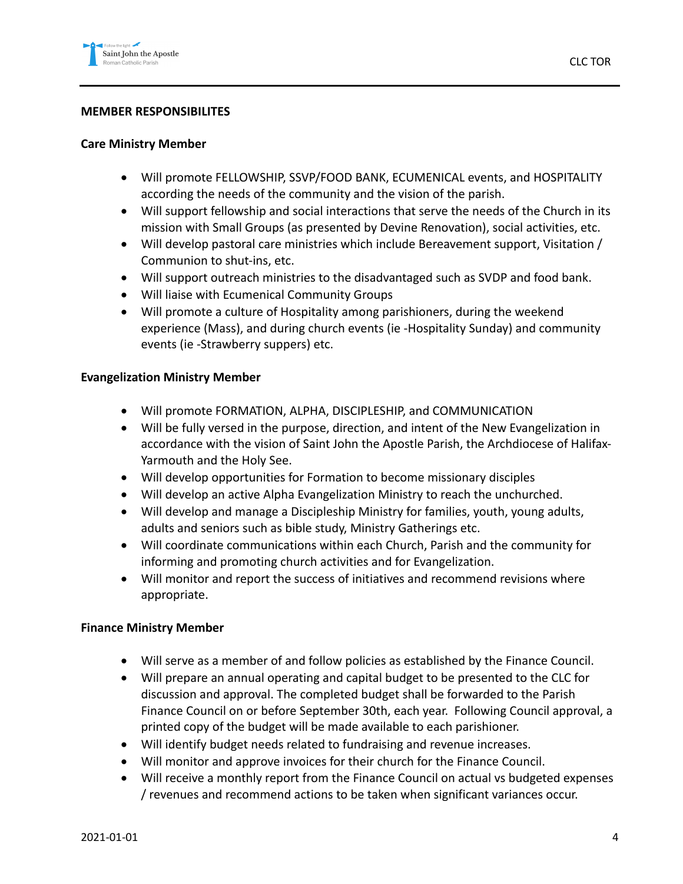**MEMBER RESPONSIBILITES**

**Care Ministry Member**

- Will promote FELLOWSHIP, SSVP/FOOD BANK, ECUMENICAL events, and HOSPITALITY according the needs of the community and the vision of the parish.
- Will support fellowship and social interactions that serve the needs of the Church in its mission with Small Groups (as presented by Devine Renovation), social activities, etc.
- Will develop pastoral care ministries which include Bereavement support, Visitation / Communion to shut-ins, etc.
- Will support outreach ministries to the disadvantaged such as SVDP and food bank.
- Will liaise with Ecumenical Community Groups
- Will promote a culture of Hospitality among parishioners, during the weekend experience (Mass), and during church events (ie -Hospitality Sunday) and community events (ie -Strawberry suppers) etc.

**Evangelization Ministry Member**

- Will promote FORMATION, ALPHA, DISCIPLESHIP, and COMMUNICATION
- Will be fully versed in the purpose, direction, and intent of the New Evangelization in accordance with the vision of Saint John the Apostle Parish, the Archdiocese of Halifax-Yarmouth and the Holy See.
- Will develop opportunities for Formation to become missionary disciples
- Will develop an active Alpha Evangelization Ministry to reach the unchurched.
- Will develop and manage a Discipleship Ministry for families, youth, young adults, adults and seniors such as bible study, Ministry Gatherings etc.
- Will coordinate communications within each Church, Parish and the community for informing and promoting church activities and for Evangelization.
- Will monitor and report the success of initiatives and recommend revisions where appropriate.

**Finance Ministry Member**

- Will serve as a member of and follow policies as established by the Finance Council.
- Will prepare an annual operating and capital budget to be presented to the CLC for discussion and approval. The completed budget shall be forwarded to the Parish Finance Council on or before September 30th, each year. Following Council approval, a printed copy of the budget will be made available to each parishioner.
- Will identify budget needs related to fundraising and revenue increases.
- Will monitor and approve invoices for their church for the Finance Council.
- Will receive a monthly report from the Finance Council on actual vs budgeted expenses / revenues and recommend actions to be taken when significant variances occur.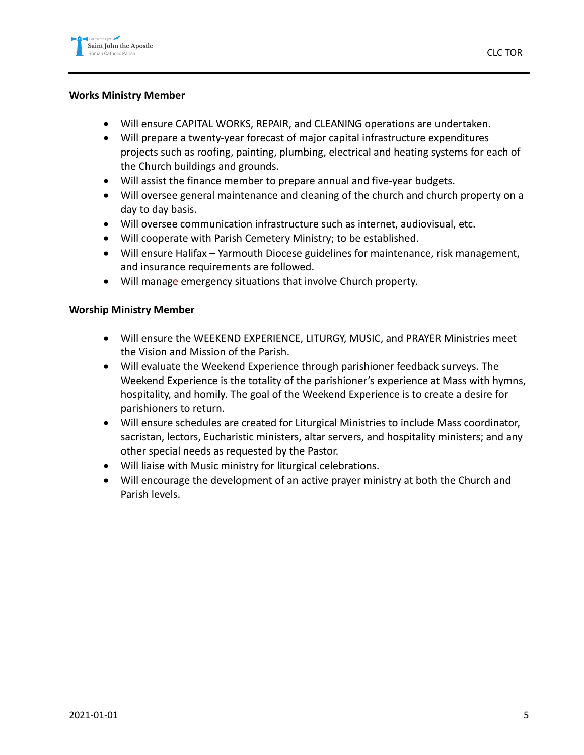**Works Ministry Member**

- Will ensure CAPITAL WORKS, REPAIR, and CLEANING operations are undertaken.
- Will prepare a twenty-year forecast of major capital infrastructure expenditures projects such as roofing, painting, plumbing, electrical and heating systems for each of the Church buildings and grounds.
- Will assist the finance member to prepare annual and five-year budgets.
- Will oversee general maintenance and cleaning of the church and church property on a day to day basis.
- Will oversee communication infrastructure such as internet, audiovisual, etc.
- Will cooperate with Parish Cemetery Ministry; to be established.
- Will ensure Halifax – Yarmouth Diocese guidelines for maintenance, risk management, and insurance requirements are followed.
- Will manage emergency situations that involve Church property.

**Worship Ministry Member**

- Will ensure the WEEKEND EXPERIENCE, LITURGY, MUSIC, and PRAYER Ministries meet the Vision and Mission of the Parish.
- Will evaluate the Weekend Experience through parishioner feedback surveys. The Weekend Experience is the totality of the parishioner's experience at Mass with hymns, hospitality, and homily. The goal of the Weekend Experience is to create a desire for parishioners to return.
- Will ensure schedules are created for Liturgical Ministries to include Mass coordinator, sacristan, lectors, Eucharistic ministers, altar servers, and hospitality ministers; and any other special needs as requested by the Pastor.
- Will liaise with Music ministry for liturgical celebrations.
- Will encourage the development of an active prayer ministry at both the Church and Parish levels.